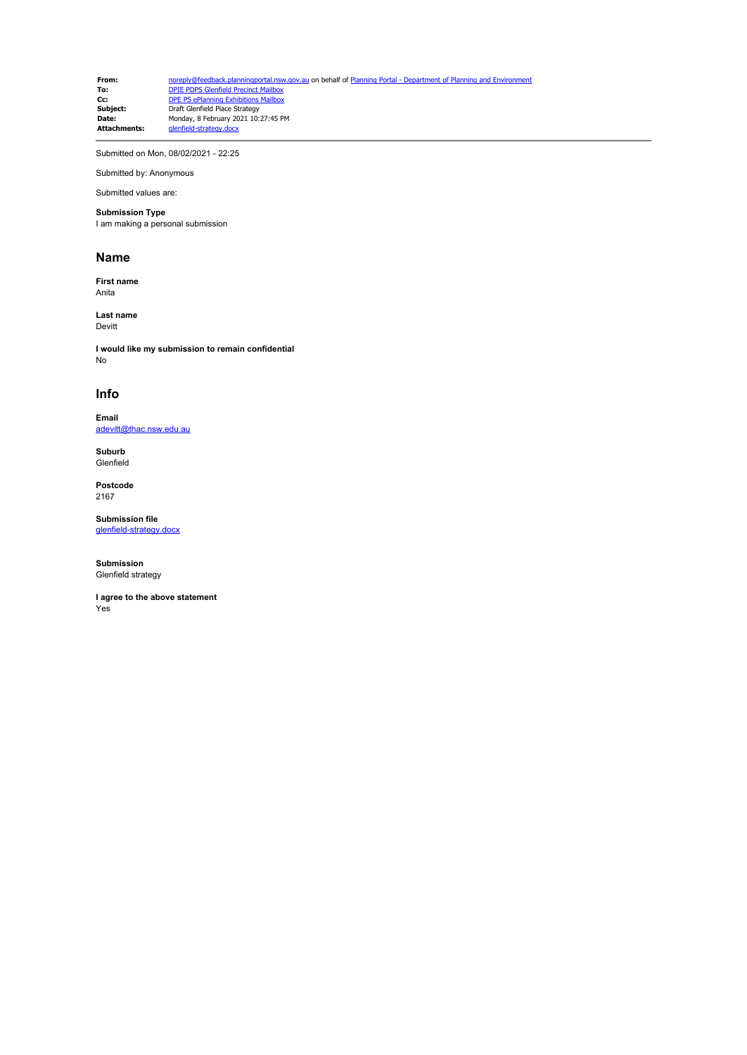| | |
|---|---|
| **From:** | noreply@feedback.planningportal.nsw.gov.au on behalf of Planning Portal - Department of Planning and Environment |
| **To:** | DPIE PDPS Glenfield Precinct Mailbox |
| **Cc:** | DPE PS ePlanning Exhibitions Mailbox |
| **Subject:** | Draft Glenfield Place Strategy |
| **Date:** | Monday, 8 February 2021 10:27:45 PM |
| **Attachments:** | glenfield-strategy.docx |

---

Submitted on Mon, 08/02/2021 - 22:25

Submitted by: Anonymous

Submitted values are:

**Submission Type**
I am making a personal submission

## Name

**First name**
Anita

**Last name**
Devitt

**I would like my submission to remain confidential**
No

## Info

**Email**
adevitt@thac.nsw.edu.au

**Suburb**
Glenfield

**Postcode**
2167

**Submission file**
glenfield-strategy.docx

**Submission**
Glenfield strategy

**I agree to the above statement**
Yes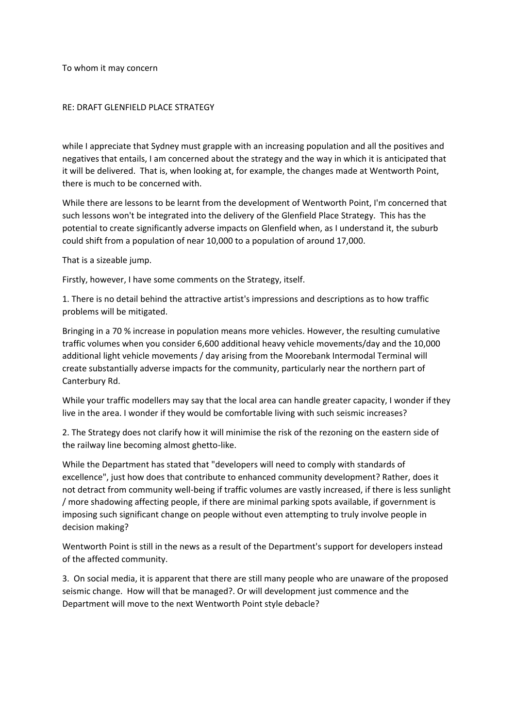To whom it may concern

RE: DRAFT GLENFIELD PLACE STRATEGY

while I appreciate that Sydney must grapple with an increasing population and all the positives and negatives that entails, I am concerned about the strategy and the way in which it is anticipated that it will be delivered. That is, when looking at, for example, the changes made at Wentworth Point, there is much to be concerned with.

While there are lessons to be learnt from the development of Wentworth Point, I'm concerned that such lessons won't be integrated into the delivery of the Glenfield Place Strategy. This has the potential to create significantly adverse impacts on Glenfield when, as I understand it, the suburb could shift from a population of near 10,000 to a population of around 17,000.

That is a sizeable jump.

Firstly, however, I have some comments on the Strategy, itself.

1. There is no detail behind the attractive artist's impressions and descriptions as to how traffic problems will be mitigated.

Bringing in a 70 % increase in population means more vehicles. However, the resulting cumulative traffic volumes when you consider 6,600 additional heavy vehicle movements/day and the 10,000 additional light vehicle movements / day arising from the Moorebank Intermodal Terminal will create substantially adverse impacts for the community, particularly near the northern part of Canterbury Rd.

While your traffic modellers may say that the local area can handle greater capacity, I wonder if they live in the area. I wonder if they would be comfortable living with such seismic increases?

2. The Strategy does not clarify how it will minimise the risk of the rezoning on the eastern side of the railway line becoming almost ghetto-like.

While the Department has stated that "developers will need to comply with standards of excellence", just how does that contribute to enhanced community development? Rather, does it not detract from community well-being if traffic volumes are vastly increased, if there is less sunlight / more shadowing affecting people, if there are minimal parking spots available, if government is imposing such significant change on people without even attempting to truly involve people in decision making?

Wentworth Point is still in the news as a result of the Department's support for developers instead of the affected community.

3. On social media, it is apparent that there are still many people who are unaware of the proposed seismic change. How will that be managed?. Or will development just commence and the Department will move to the next Wentworth Point style debacle?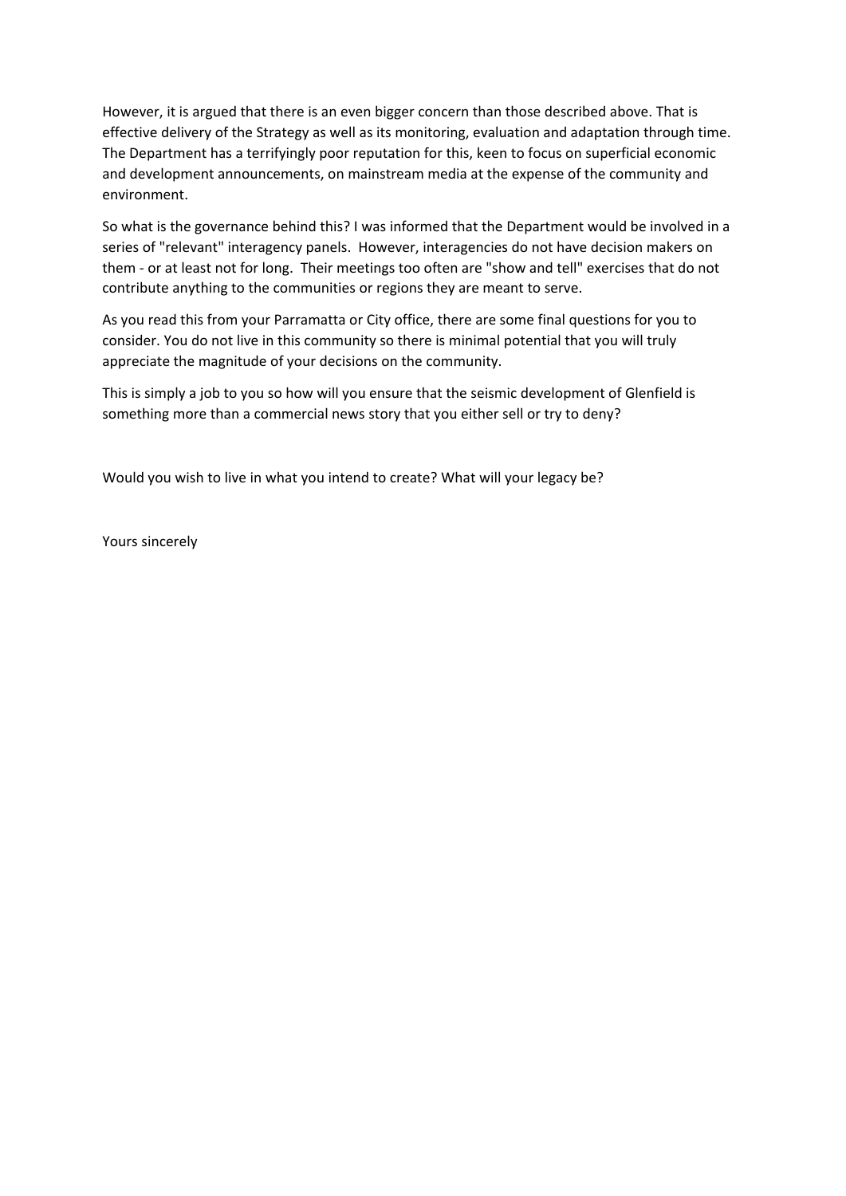However, it is argued that there is an even bigger concern than those described above. That is effective delivery of the Strategy as well as its monitoring, evaluation and adaptation through time. The Department has a terrifyingly poor reputation for this, keen to focus on superficial economic and development announcements, on mainstream media at the expense of the community and environment.

So what is the governance behind this? I was informed that the Department would be involved in a series of "relevant" interagency panels. However, interagencies do not have decision makers on them - or at least not for long. Their meetings too often are "show and tell" exercises that do not contribute anything to the communities or regions they are meant to serve.

As you read this from your Parramatta or City office, there are some final questions for you to consider. You do not live in this community so there is minimal potential that you will truly appreciate the magnitude of your decisions on the community.

This is simply a job to you so how will you ensure that the seismic development of Glenfield is something more than a commercial news story that you either sell or try to deny?

Would you wish to live in what you intend to create? What will your legacy be?

Yours sincerely